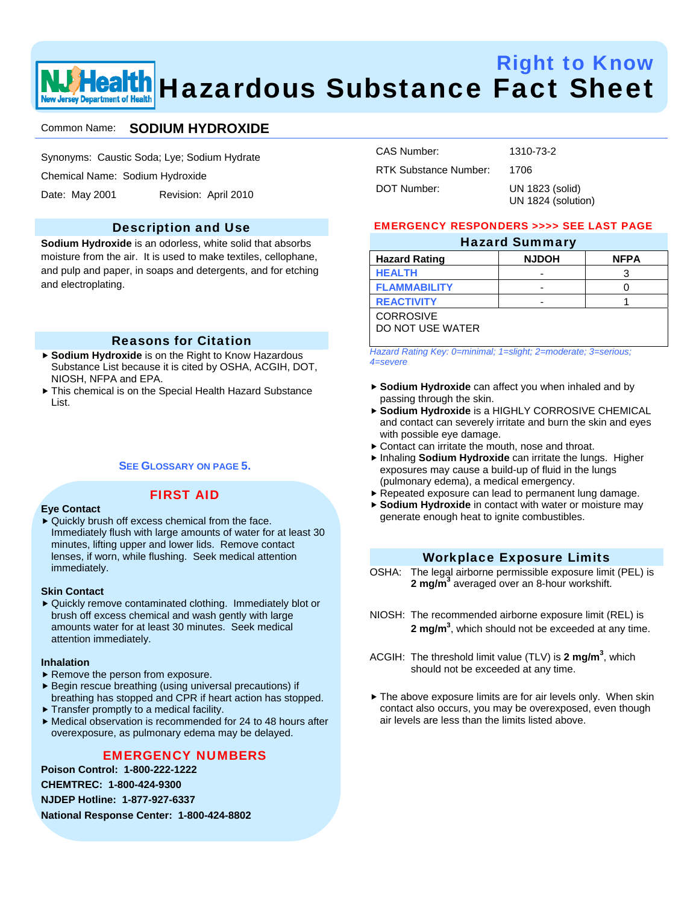# Right to Know
# Hazardous Substance Fact Sheet

**Common Name: SODIUM HYDROXIDE**

Synonyms: Caustic Soda; Lye; Sodium Hydrate

Chemical Name: Sodium Hydroxide

Date: May 2001 Revision: April 2010

CAS Number: 1310-73-2

RTK Substance Number: 1706

DOT Number: UN 1823 (solid)
UN 1824 (solution)

## Description and Use

**Sodium Hydroxide** is an odorless, white solid that absorbs moisture from the air. It is used to make textiles, cellophane, and pulp and paper, in soaps and detergents, and for etching and electroplating.

## Reasons for Citation

- **Sodium Hydroxide** is on the Right to Know Hazardous Substance List because it is cited by OSHA, ACGIH, DOT, NIOSH, NFPA and EPA.
- This chemical is on the Special Health Hazard Substance List.

**SEE GLOSSARY ON PAGE 5.**

## FIRST AID

**Eye Contact**

- Quickly brush off excess chemical from the face. Immediately flush with large amounts of water for at least 30 minutes, lifting upper and lower lids. Remove contact lenses, if worn, while flushing. Seek medical attention immediately.

**Skin Contact**

- Quickly remove contaminated clothing. Immediately blot or brush off excess chemical and wash gently with large amounts water for at least 30 minutes. Seek medical attention immediately.

**Inhalation**

- Remove the person from exposure.
- Begin rescue breathing (using universal precautions) if breathing has stopped and CPR if heart action has stopped.
- Transfer promptly to a medical facility.
- Medical observation is recommended for 24 to 48 hours after overexposure, as pulmonary edema may be delayed.

## EMERGENCY NUMBERS

**Poison Control: 1-800-222-1222**

**CHEMTREC: 1-800-424-9300**

**NJDEP Hotline: 1-877-927-6337**

**National Response Center: 1-800-424-8802**

**EMERGENCY RESPONDERS >>>> SEE LAST PAGE**

## Hazard Summary

| Hazard Rating | NJDOH | NFPA |
|---|---|---|
| HEALTH | - | 3 |
| FLAMMABILITY | - | 0 |
| REACTIVITY | - | 1 |
| CORROSIVE<br>DO NOT USE WATER | | |

*Hazard Rating Key: 0=minimal; 1=slight; 2=moderate; 3=serious; 4=severe*

- **Sodium Hydroxide** can affect you when inhaled and by passing through the skin.
- **Sodium Hydroxide** is a HIGHLY CORROSIVE CHEMICAL and contact can severely irritate and burn the skin and eyes with possible eye damage.
- Contact can irritate the mouth, nose and throat.
- Inhaling **Sodium Hydroxide** can irritate the lungs. Higher exposures may cause a build-up of fluid in the lungs (pulmonary edema), a medical emergency.
- Repeated exposure can lead to permanent lung damage.
- **Sodium Hydroxide** in contact with water or moisture may generate enough heat to ignite combustibles.

## Workplace Exposure Limits

OSHA: The legal airborne permissible exposure limit (PEL) is **2 mg/m$^3$** averaged over an 8-hour workshift.

NIOSH: The recommended airborne exposure limit (REL) is **2 mg/m$^3$**, which should not be exceeded at any time.

ACGIH: The threshold limit value (TLV) is **2 mg/m$^3$**, which should not be exceeded at any time.

- The above exposure limits are for air levels only. When skin contact also occurs, you may be overexposed, even though air levels are less than the limits listed above.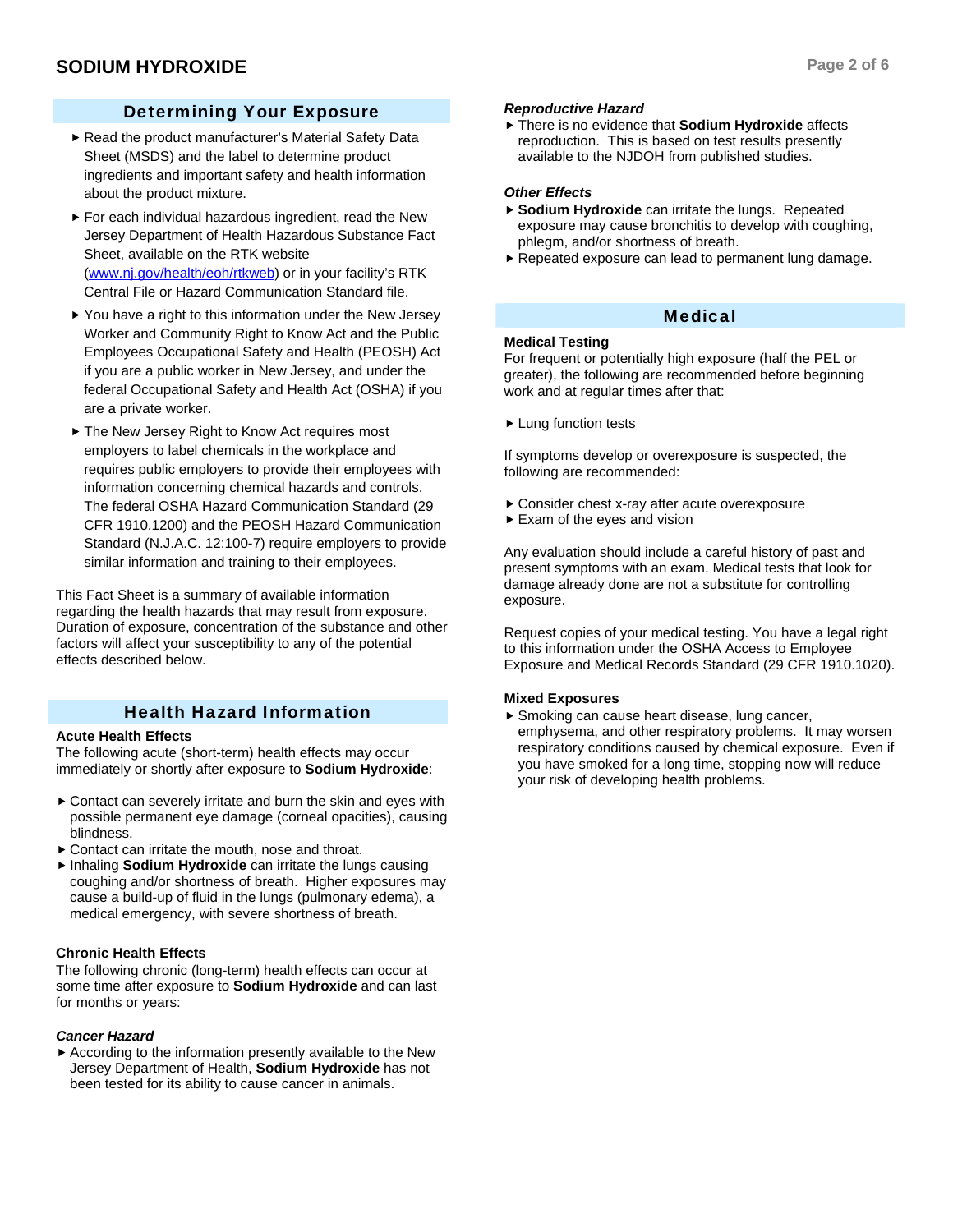## Determining Your Exposure

- Read the product manufacturer's Material Safety Data Sheet (MSDS) and the label to determine product ingredients and important safety and health information about the product mixture.
- For each individual hazardous ingredient, read the New Jersey Department of Health Hazardous Substance Fact Sheet, available on the RTK website (www.nj.gov/health/eoh/rtkweb) or in your facility's RTK Central File or Hazard Communication Standard file.
- You have a right to this information under the New Jersey Worker and Community Right to Know Act and the Public Employees Occupational Safety and Health (PEOSH) Act if you are a public worker in New Jersey, and under the federal Occupational Safety and Health Act (OSHA) if you are a private worker.
- The New Jersey Right to Know Act requires most employers to label chemicals in the workplace and requires public employers to provide their employees with information concerning chemical hazards and controls. The federal OSHA Hazard Communication Standard (29 CFR 1910.1200) and the PEOSH Hazard Communication Standard (N.J.A.C. 12:100-7) require employers to provide similar information and training to their employees.

This Fact Sheet is a summary of available information regarding the health hazards that may result from exposure. Duration of exposure, concentration of the substance and other factors will affect your susceptibility to any of the potential effects described below.

## Health Hazard Information

### Acute Health Effects

The following acute (short-term) health effects may occur immediately or shortly after exposure to **Sodium Hydroxide**:

- Contact can severely irritate and burn the skin and eyes with possible permanent eye damage (corneal opacities), causing blindness.
- Contact can irritate the mouth, nose and throat.
- Inhaling **Sodium Hydroxide** can irritate the lungs causing coughing and/or shortness of breath. Higher exposures may cause a build-up of fluid in the lungs (pulmonary edema), a medical emergency, with severe shortness of breath.

### Chronic Health Effects

The following chronic (long-term) health effects can occur at some time after exposure to **Sodium Hydroxide** and can last for months or years:

***Cancer Hazard***

- According to the information presently available to the New Jersey Department of Health, **Sodium Hydroxide** has not been tested for its ability to cause cancer in animals.

***Reproductive Hazard***

- There is no evidence that **Sodium Hydroxide** affects reproduction. This is based on test results presently available to the NJDOH from published studies.

***Other Effects***

- **Sodium Hydroxide** can irritate the lungs. Repeated exposure may cause bronchitis to develop with coughing, phlegm, and/or shortness of breath.
- Repeated exposure can lead to permanent lung damage.

## Medical

### Medical Testing

For frequent or potentially high exposure (half the PEL or greater), the following are recommended before beginning work and at regular times after that:

- Lung function tests

If symptoms develop or overexposure is suspected, the following are recommended:

- Consider chest x-ray after acute overexposure
- Exam of the eyes and vision

Any evaluation should include a careful history of past and present symptoms with an exam. Medical tests that look for damage already done are not a substitute for controlling exposure.

Request copies of your medical testing. You have a legal right to this information under the OSHA Access to Employee Exposure and Medical Records Standard (29 CFR 1910.1020).

### Mixed Exposures

- Smoking can cause heart disease, lung cancer, emphysema, and other respiratory problems. It may worsen respiratory conditions caused by chemical exposure. Even if you have smoked for a long time, stopping now will reduce your risk of developing health problems.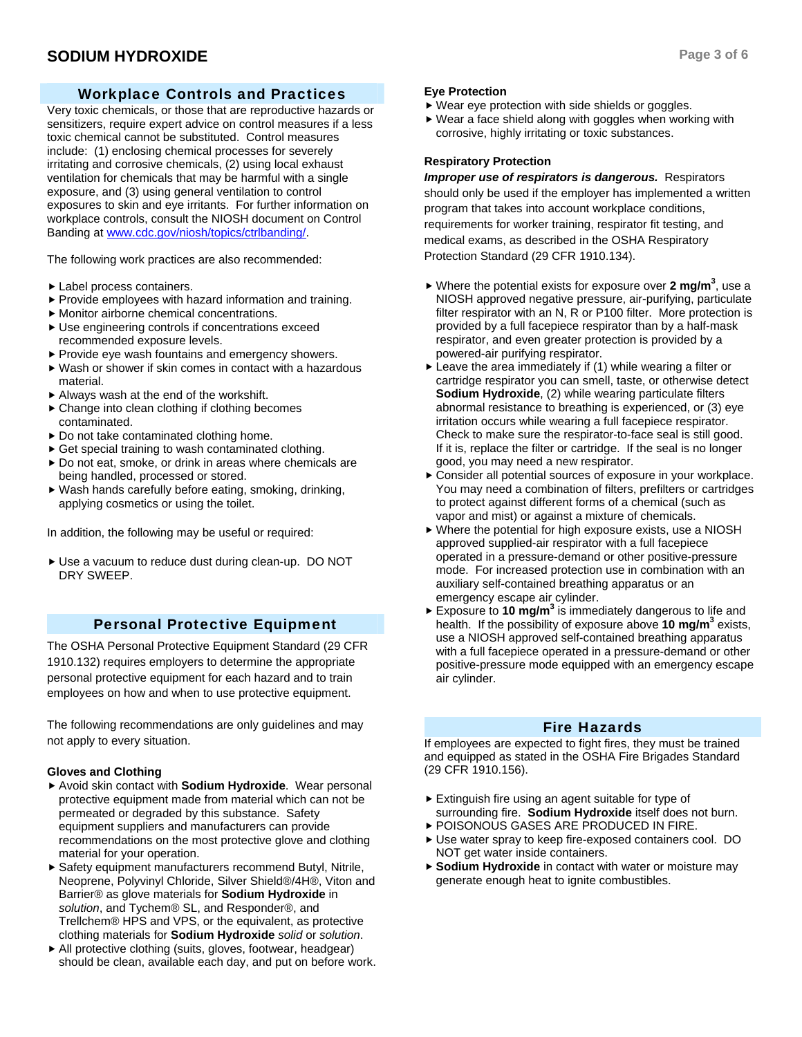## Workplace Controls and Practices

Very toxic chemicals, or those that are reproductive hazards or sensitizers, require expert advice on control measures if a less toxic chemical cannot be substituted. Control measures include: (1) enclosing chemical processes for severely irritating and corrosive chemicals, (2) using local exhaust ventilation for chemicals that may be harmful with a single exposure, and (3) using general ventilation to control exposures to skin and eye irritants. For further information on workplace controls, consult the NIOSH document on Control Banding at www.cdc.gov/niosh/topics/ctrlbanding/.

The following work practices are also recommended:

- Label process containers.
- Provide employees with hazard information and training.
- Monitor airborne chemical concentrations.
- Use engineering controls if concentrations exceed recommended exposure levels.
- Provide eye wash fountains and emergency showers.
- Wash or shower if skin comes in contact with a hazardous material.
- Always wash at the end of the workshift.
- Change into clean clothing if clothing becomes contaminated.
- Do not take contaminated clothing home.
- Get special training to wash contaminated clothing.
- Do not eat, smoke, or drink in areas where chemicals are being handled, processed or stored.
- Wash hands carefully before eating, smoking, drinking, applying cosmetics or using the toilet.

In addition, the following may be useful or required:

- Use a vacuum to reduce dust during clean-up. DO NOT DRY SWEEP.

## Personal Protective Equipment

The OSHA Personal Protective Equipment Standard (29 CFR 1910.132) requires employers to determine the appropriate personal protective equipment for each hazard and to train employees on how and when to use protective equipment.

The following recommendations are only guidelines and may not apply to every situation.

### Gloves and Clothing

- Avoid skin contact with **Sodium Hydroxide**. Wear personal protective equipment made from material which can not be permeated or degraded by this substance. Safety equipment suppliers and manufacturers can provide recommendations on the most protective glove and clothing material for your operation.
- Safety equipment manufacturers recommend Butyl, Nitrile, Neoprene, Polyvinyl Chloride, Silver Shield®/4H®, Viton and Barrier® as glove materials for **Sodium Hydroxide** in *solution*, and Tychem® SL, and Responder®, and Trellchem® HPS and VPS, or the equivalent, as protective clothing materials for **Sodium Hydroxide** *solid* or *solution*.
- All protective clothing (suits, gloves, footwear, headgear) should be clean, available each day, and put on before work.

### Eye Protection

- Wear eye protection with side shields or goggles.
- Wear a face shield along with goggles when working with corrosive, highly irritating or toxic substances.

### Respiratory Protection

***Improper use of respirators is dangerous.*** Respirators should only be used if the employer has implemented a written program that takes into account workplace conditions, requirements for worker training, respirator fit testing, and medical exams, as described in the OSHA Respiratory Protection Standard (29 CFR 1910.134).

- Where the potential exists for exposure over **2 mg/m$^3$**, use a NIOSH approved negative pressure, air-purifying, particulate filter respirator with an N, R or P100 filter. More protection is provided by a full facepiece respirator than by a half-mask respirator, and even greater protection is provided by a powered-air purifying respirator.
- Leave the area immediately if (1) while wearing a filter or cartridge respirator you can smell, taste, or otherwise detect **Sodium Hydroxide**, (2) while wearing particulate filters abnormal resistance to breathing is experienced, or (3) eye irritation occurs while wearing a full facepiece respirator. Check to make sure the respirator-to-face seal is still good. If it is, replace the filter or cartridge. If the seal is no longer good, you may need a new respirator.
- Consider all potential sources of exposure in your workplace. You may need a combination of filters, prefilters or cartridges to protect against different forms of a chemical (such as vapor and mist) or against a mixture of chemicals.
- Where the potential for high exposure exists, use a NIOSH approved supplied-air respirator with a full facepiece operated in a pressure-demand or other positive-pressure mode. For increased protection use in combination with an auxiliary self-contained breathing apparatus or an emergency escape air cylinder.
- Exposure to **10 mg/m$^3$** is immediately dangerous to life and health. If the possibility of exposure above **10 mg/m$^3$** exists, use a NIOSH approved self-contained breathing apparatus with a full facepiece operated in a pressure-demand or other positive-pressure mode equipped with an emergency escape air cylinder.

## Fire Hazards

If employees are expected to fight fires, they must be trained and equipped as stated in the OSHA Fire Brigades Standard (29 CFR 1910.156).

- Extinguish fire using an agent suitable for type of surrounding fire. **Sodium Hydroxide** itself does not burn.
- POISONOUS GASES ARE PRODUCED IN FIRE.
- Use water spray to keep fire-exposed containers cool. DO NOT get water inside containers.
- **Sodium Hydroxide** in contact with water or moisture may generate enough heat to ignite combustibles.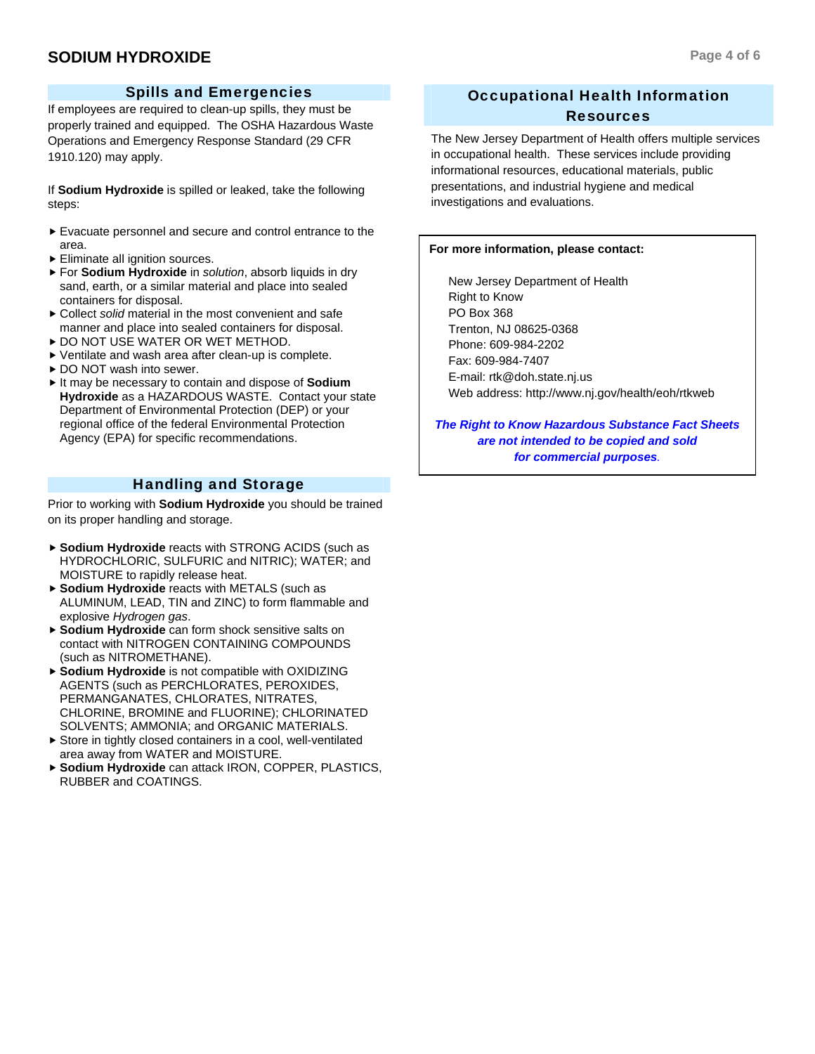## Spills and Emergencies

If employees are required to clean-up spills, they must be properly trained and equipped. The OSHA Hazardous Waste Operations and Emergency Response Standard (29 CFR 1910.120) may apply.

If **Sodium Hydroxide** is spilled or leaked, take the following steps:

- Evacuate personnel and secure and control entrance to the area.
- Eliminate all ignition sources.
- For **Sodium Hydroxide** in *solution*, absorb liquids in dry sand, earth, or a similar material and place into sealed containers for disposal.
- Collect *solid* material in the most convenient and safe manner and place into sealed containers for disposal.
- DO NOT USE WATER OR WET METHOD.
- Ventilate and wash area after clean-up is complete.
- DO NOT wash into sewer.
- It may be necessary to contain and dispose of **Sodium Hydroxide** as a HAZARDOUS WASTE. Contact your state Department of Environmental Protection (DEP) or your regional office of the federal Environmental Protection Agency (EPA) for specific recommendations.

## Handling and Storage

Prior to working with **Sodium Hydroxide** you should be trained on its proper handling and storage.

- **Sodium Hydroxide** reacts with STRONG ACIDS (such as HYDROCHLORIC, SULFURIC and NITRIC); WATER; and MOISTURE to rapidly release heat.
- **Sodium Hydroxide** reacts with METALS (such as ALUMINUM, LEAD, TIN and ZINC) to form flammable and explosive *Hydrogen gas*.
- **Sodium Hydroxide** can form shock sensitive salts on contact with NITROGEN CONTAINING COMPOUNDS (such as NITROMETHANE).
- **Sodium Hydroxide** is not compatible with OXIDIZING AGENTS (such as PERCHLORATES, PEROXIDES, PERMANGANATES, CHLORATES, NITRATES, CHLORINE, BROMINE and FLUORINE); CHLORINATED SOLVENTS; AMMONIA; and ORGANIC MATERIALS.
- Store in tightly closed containers in a cool, well-ventilated area away from WATER and MOISTURE.
- **Sodium Hydroxide** can attack IRON, COPPER, PLASTICS, RUBBER and COATINGS.

## Occupational Health Information Resources

The New Jersey Department of Health offers multiple services in occupational health. These services include providing informational resources, educational materials, public presentations, and industrial hygiene and medical investigations and evaluations.

**For more information, please contact:**

New Jersey Department of Health
Right to Know
PO Box 368
Trenton, NJ 08625-0368
Phone: 609-984-2202
Fax: 609-984-7407
E-mail: rtk@doh.state.nj.us
Web address: http://www.nj.gov/health/eoh/rtkweb

***The Right to Know Hazardous Substance Fact Sheets are not intended to be copied and sold for commercial purposes.***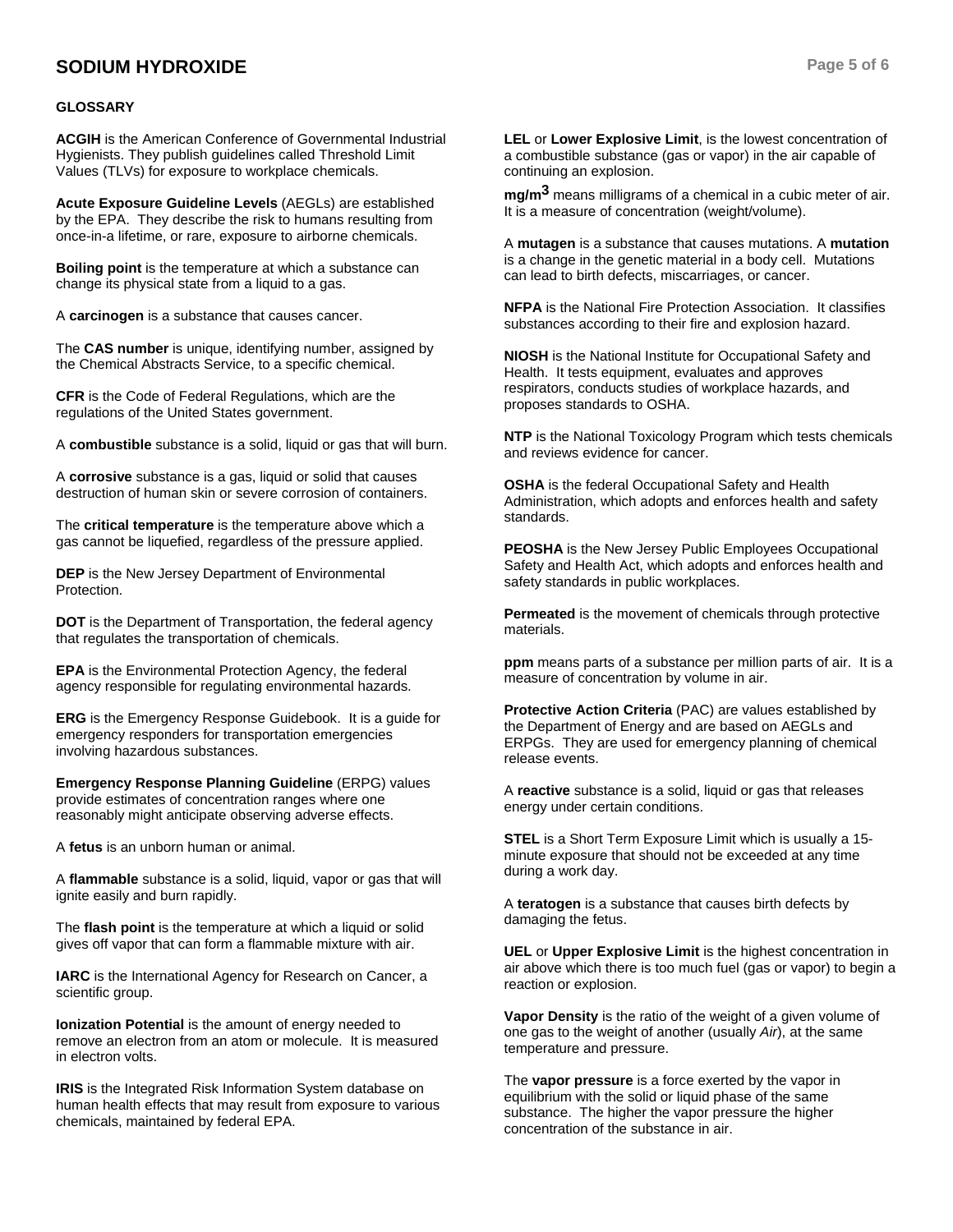## GLOSSARY

**ACGIH** is the American Conference of Governmental Industrial Hygienists. They publish guidelines called Threshold Limit Values (TLVs) for exposure to workplace chemicals.

**Acute Exposure Guideline Levels** (AEGLs) are established by the EPA. They describe the risk to humans resulting from once-in-a lifetime, or rare, exposure to airborne chemicals.

**Boiling point** is the temperature at which a substance can change its physical state from a liquid to a gas.

A **carcinogen** is a substance that causes cancer.

The **CAS number** is unique, identifying number, assigned by the Chemical Abstracts Service, to a specific chemical.

**CFR** is the Code of Federal Regulations, which are the regulations of the United States government.

A **combustible** substance is a solid, liquid or gas that will burn.

A **corrosive** substance is a gas, liquid or solid that causes destruction of human skin or severe corrosion of containers.

The **critical temperature** is the temperature above which a gas cannot be liquefied, regardless of the pressure applied.

**DEP** is the New Jersey Department of Environmental Protection.

**DOT** is the Department of Transportation, the federal agency that regulates the transportation of chemicals.

**EPA** is the Environmental Protection Agency, the federal agency responsible for regulating environmental hazards.

**ERG** is the Emergency Response Guidebook. It is a guide for emergency responders for transportation emergencies involving hazardous substances.

**Emergency Response Planning Guideline** (ERPG) values provide estimates of concentration ranges where one reasonably might anticipate observing adverse effects.

A **fetus** is an unborn human or animal.

A **flammable** substance is a solid, liquid, vapor or gas that will ignite easily and burn rapidly.

The **flash point** is the temperature at which a liquid or solid gives off vapor that can form a flammable mixture with air.

**IARC** is the International Agency for Research on Cancer, a scientific group.

**Ionization Potential** is the amount of energy needed to remove an electron from an atom or molecule. It is measured in electron volts.

**IRIS** is the Integrated Risk Information System database on human health effects that may result from exposure to various chemicals, maintained by federal EPA.

**LEL** or **Lower Explosive Limit**, is the lowest concentration of a combustible substance (gas or vapor) in the air capable of continuing an explosion.

**$mg/m^3$** means milligrams of a chemical in a cubic meter of air. It is a measure of concentration (weight/volume).

A **mutagen** is a substance that causes mutations. A **mutation** is a change in the genetic material in a body cell. Mutations can lead to birth defects, miscarriages, or cancer.

**NFPA** is the National Fire Protection Association. It classifies substances according to their fire and explosion hazard.

**NIOSH** is the National Institute for Occupational Safety and Health. It tests equipment, evaluates and approves respirators, conducts studies of workplace hazards, and proposes standards to OSHA.

**NTP** is the National Toxicology Program which tests chemicals and reviews evidence for cancer.

**OSHA** is the federal Occupational Safety and Health Administration, which adopts and enforces health and safety standards.

**PEOSHA** is the New Jersey Public Employees Occupational Safety and Health Act, which adopts and enforces health and safety standards in public workplaces.

**Permeated** is the movement of chemicals through protective materials.

**ppm** means parts of a substance per million parts of air. It is a measure of concentration by volume in air.

**Protective Action Criteria** (PAC) are values established by the Department of Energy and are based on AEGLs and ERPGs. They are used for emergency planning of chemical release events.

A **reactive** substance is a solid, liquid or gas that releases energy under certain conditions.

**STEL** is a Short Term Exposure Limit which is usually a 15-minute exposure that should not be exceeded at any time during a work day.

A **teratogen** is a substance that causes birth defects by damaging the fetus.

**UEL** or **Upper Explosive Limit** is the highest concentration in air above which there is too much fuel (gas or vapor) to begin a reaction or explosion.

**Vapor Density** is the ratio of the weight of a given volume of one gas to the weight of another (usually *Air*), at the same temperature and pressure.

The **vapor pressure** is a force exerted by the vapor in equilibrium with the solid or liquid phase of the same substance. The higher the vapor pressure the higher concentration of the substance in air.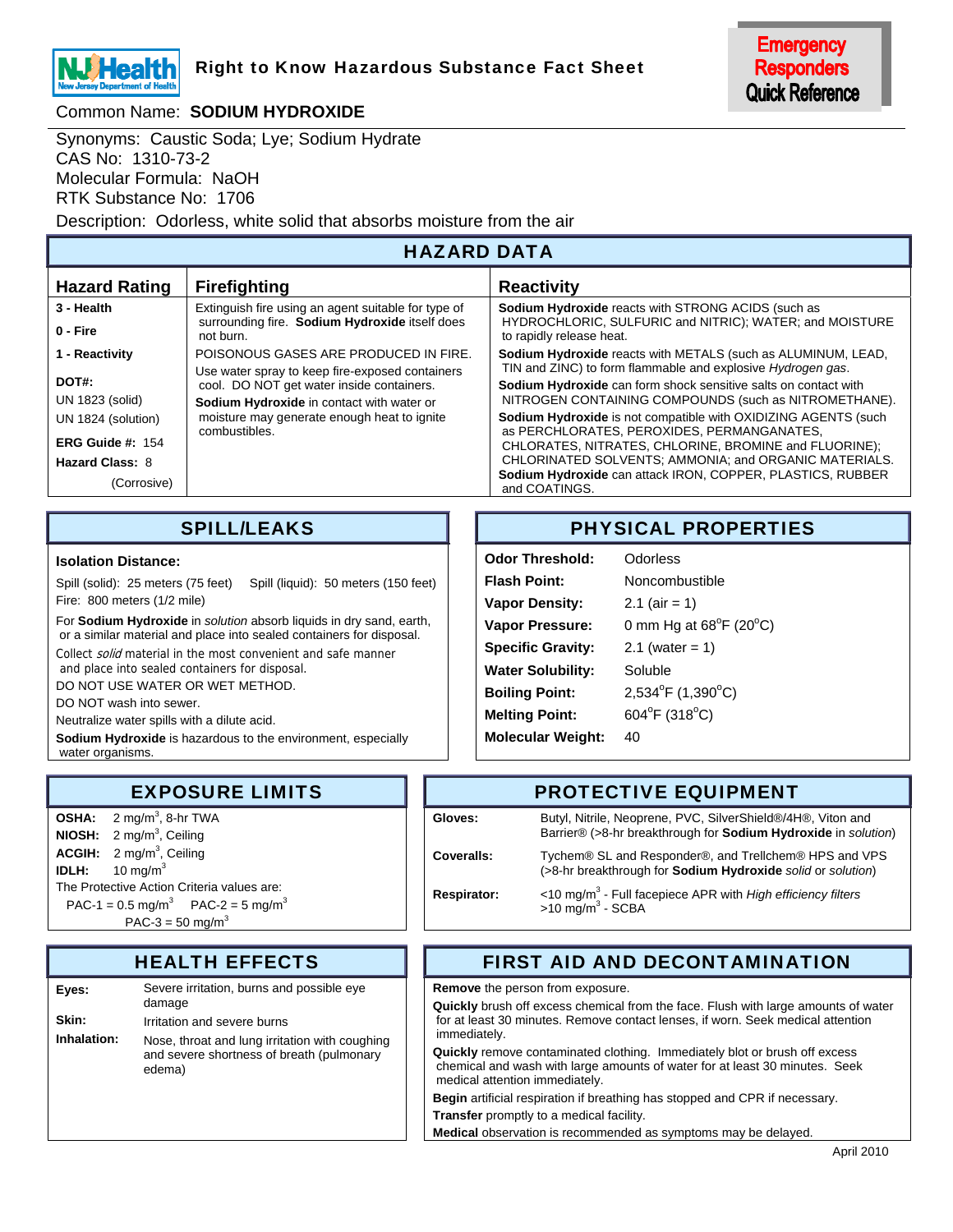Right to Know Hazardous Substance Fact Sheet

**Emergency Responders Quick Reference**

Common Name: **SODIUM HYDROXIDE**

Synonyms: Caustic Soda; Lye; Sodium Hydrate
CAS No: 1310-73-2
Molecular Formula: NaOH
RTK Substance No: 1706

Description: Odorless, white solid that absorbs moisture from the air

## HAZARD DATA

| Hazard Rating | Firefighting | Reactivity |
|---|---|---|
| **3 - Health**<br>**0 - Fire**<br>**1 - Reactivity**<br>**DOT#:**<br>UN 1823 (solid)<br>UN 1824 (solution)<br>**ERG Guide #:** 154<br>**Hazard Class:** 8 (Corrosive) | Extinguish fire using an agent suitable for type of surrounding fire. **Sodium Hydroxide** itself does not burn.<br>POISONOUS GASES ARE PRODUCED IN FIRE.<br>Use water spray to keep fire-exposed containers cool. DO NOT get water inside containers.<br>**Sodium Hydroxide** in contact with water or moisture may generate enough heat to ignite combustibles. | **Sodium Hydroxide** reacts with STRONG ACIDS (such as HYDROCHLORIC, SULFURIC and NITRIC); WATER; and MOISTURE to rapidly release heat.<br>**Sodium Hydroxide** reacts with METALS (such as ALUMINUM, LEAD, TIN and ZINC) to form flammable and explosive *Hydrogen gas*.<br>**Sodium Hydroxide** can form shock sensitive salts on contact with NITROGEN CONTAINING COMPOUNDS (such as NITROMETHANE).<br>**Sodium Hydroxide** is not compatible with OXIDIZING AGENTS (such as PERCHLORATES, PEROXIDES, PERMANGANATES, CHLORATES, NITRATES, CHLORINE, BROMINE and FLUORINE); CHLORINATED SOLVENTS; AMMONIA; and ORGANIC MATERIALS.<br>**Sodium Hydroxide** can attack IRON, COPPER, PLASTICS, RUBBER and COATINGS. |

## SPILL/LEAKS

**Isolation Distance:**

Spill (solid): 25 meters (75 feet) Spill (liquid): 50 meters (150 feet)
Fire: 800 meters (1/2 mile)

For **Sodium Hydroxide** in *solution* absorb liquids in dry sand, earth, or a similar material and place into sealed containers for disposal.

Collect *solid* material in the most convenient and safe manner and place into sealed containers for disposal.

DO NOT USE WATER OR WET METHOD.

DO NOT wash into sewer.

Neutralize water spills with a dilute acid.

**Sodium Hydroxide** is hazardous to the environment, especially water organisms.

## PHYSICAL PROPERTIES

| | |
|---|---|
| **Odor Threshold:** | Odorless |
| **Flash Point:** | Noncombustible |
| **Vapor Density:** | 2.1 (air = 1) |
| **Vapor Pressure:** | 0 mm Hg at 68°F (20°C) |
| **Specific Gravity:** | 2.1 (water = 1) |
| **Water Solubility:** | Soluble |
| **Boiling Point:** | 2,534°F (1,390°C) |
| **Melting Point:** | 604°F (318°C) |
| **Molecular Weight:** | 40 |

## EXPOSURE LIMITS

**OSHA:** 2 mg/m$^3$, 8-hr TWA
**NIOSH:** 2 mg/m$^3$, Ceiling
**ACGIH:** 2 mg/m$^3$, Ceiling
**IDLH:** 10 mg/m$^3$

The Protective Action Criteria values are:
PAC-1 = 0.5 mg/m$^3$ PAC-2 = 5 mg/m$^3$
PAC-3 = 50 mg/m$^3$

## PROTECTIVE EQUIPMENT

| | |
|---|---|
| **Gloves:** | Butyl, Nitrile, Neoprene, PVC, SilverShield®/4H®, Viton and Barrier® (>8-hr breakthrough for **Sodium Hydroxide** in *solution*) |
| **Coveralls:** | Tychem® SL and Responder®, and Trellchem® HPS and VPS (>8-hr breakthrough for **Sodium Hydroxide** *solid* or *solution*) |
| **Respirator:** | <10 mg/m$^3$ - Full facepiece APR with *High efficiency filters*<br>>10 mg/m$^3$ - SCBA |

## HEALTH EFFECTS

| | |
|---|---|
| **Eyes:** | Severe irritation, burns and possible eye damage |
| **Skin:** | Irritation and severe burns |
| **Inhalation:** | Nose, throat and lung irritation with coughing and severe shortness of breath (pulmonary edema) |

## FIRST AID AND DECONTAMINATION

**Remove** the person from exposure.

**Quickly** brush off excess chemical from the face. Flush with large amounts of water for at least 30 minutes. Remove contact lenses, if worn. Seek medical attention immediately.

**Quickly** remove contaminated clothing. Immediately blot or brush off excess chemical and wash with large amounts of water for at least 30 minutes. Seek medical attention immediately.

**Begin** artificial respiration if breathing has stopped and CPR if necessary.

**Transfer** promptly to a medical facility.

**Medical** observation is recommended as symptoms may be delayed.

April 2010